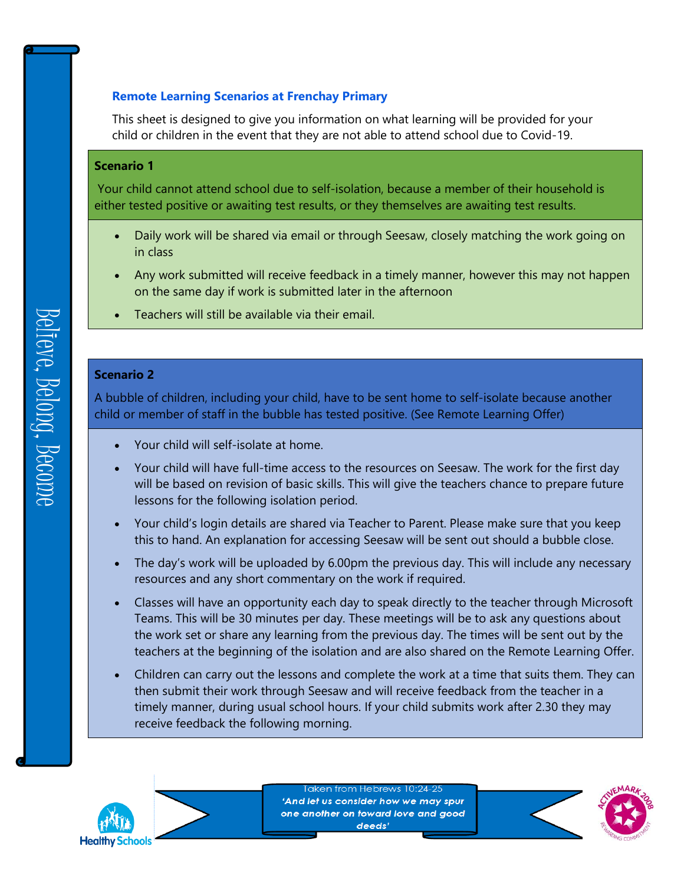## Remote Learning Scenarios at Frenchay Primary

This sheet is designed to give you information on what learning will be provided for your child or children in the event that they are not able to attend school due to Covid-19.

### Scenario 1

Your child cannot attend school due to self-isolation, because a member of their household is either tested positive or awaiting test results, or they themselves are awaiting test results.

- Daily work will be shared via email or through Seesaw, closely matching the work going on in class
- Any work submitted will receive feedback in a timely manner, however this may not happen on the same day if work is submitted later in the afternoon
- Teachers will still be available via their email.

### Scenario 2

A bubble of children, including your child, have to be sent home to self-isolate because another child or member of staff in the bubble has tested positive. (See Remote Learning Offer)

- Your child will self-isolate at home.
- Your child will have full-time access to the resources on Seesaw. The work for the first day will be based on revision of basic skills. This will give the teachers chance to prepare future lessons for the following isolation period.
- Your child's login details are shared via Teacher to Parent. Please make sure that you keep this to hand. An explanation for accessing Seesaw will be sent out should a bubble close.
- The day's work will be uploaded by 6.00pm the previous day. This will include any necessary resources and any short commentary on the work if required.
- Classes will have an opportunity each day to speak directly to the teacher through Microsoft Teams. This will be 30 minutes per day. These meetings will be to ask any questions about the work set or share any learning from the previous day. The times will be sent out by the teachers at the beginning of the isolation and are also shared on the Remote Learning Offer.
- Children can carry out the lessons and complete the work at a time that suits them. They can then submit their work through Seesaw and will receive feedback from the teacher in a timely manner, during usual school hours. If your child submits work after 2.30 they may receive feedback the following morning.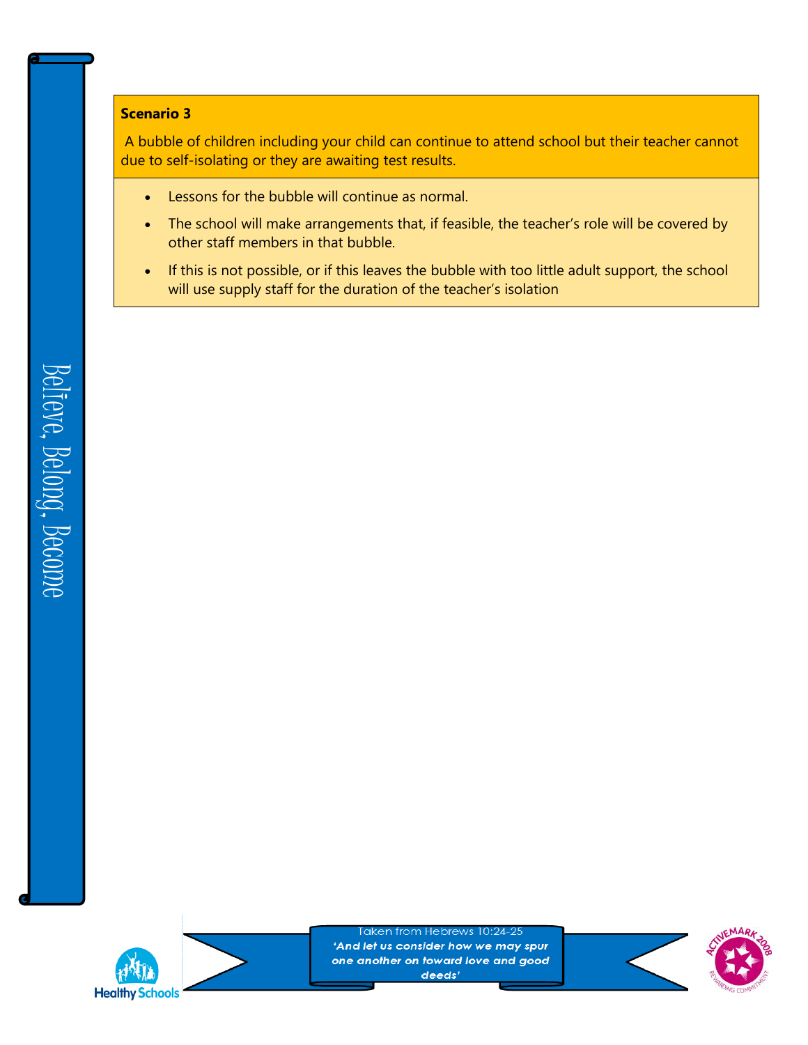**Scenario 3**

A bubble of children including your child can continue to attend school but their teacher cannot due to self-isolating or they are awaiting test results.

- Lessons for the bubble will continue as normal.
- The school will make arrangements that, if feasible, the teacher's role will be covered by other staff members in that bubble.
- If this is not possible, or if this leaves the bubble with too little adult support, the school will use supply staff for the duration of the teacher's isolation